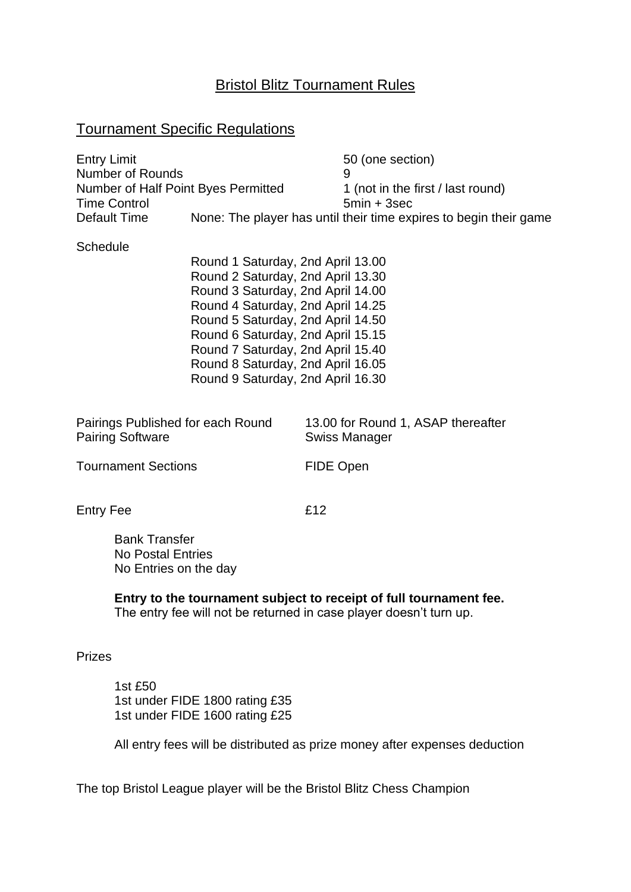# Bristol Blitz Tournament Rules

## Tournament Specific Regulations

| | |
|---|---|
| Entry Limit | 50 (one section) |
| Number of Rounds | 9 |
| Number of Half Point Byes Permitted | 1 (not in the first / last round) |
| Time Control | 5min + 3sec |
| Default Time | None: The player has until their time expires to begin their game |

Schedule

Round 1 Saturday, 2nd April 13.00
Round 2 Saturday, 2nd April 13.30
Round 3 Saturday, 2nd April 14.00
Round 4 Saturday, 2nd April 14.25
Round 5 Saturday, 2nd April 14.50
Round 6 Saturday, 2nd April 15.15
Round 7 Saturday, 2nd April 15.40
Round 8 Saturday, 2nd April 16.05
Round 9 Saturday, 2nd April 16.30

| | |
|---|---|
| Pairings Published for each Round | 13.00 for Round 1, ASAP thereafter |
| Pairing Software | Swiss Manager |
| Tournament Sections | FIDE Open |
| Entry Fee | £12 |

Bank Transfer
No Postal Entries
No Entries on the day

**Entry to the tournament subject to receipt of full tournament fee.**
The entry fee will not be returned in case player doesn't turn up.

Prizes

1st £50
1st under FIDE 1800 rating £35
1st under FIDE 1600 rating £25

All entry fees will be distributed as prize money after expenses deduction

The top Bristol League player will be the Bristol Blitz Chess Champion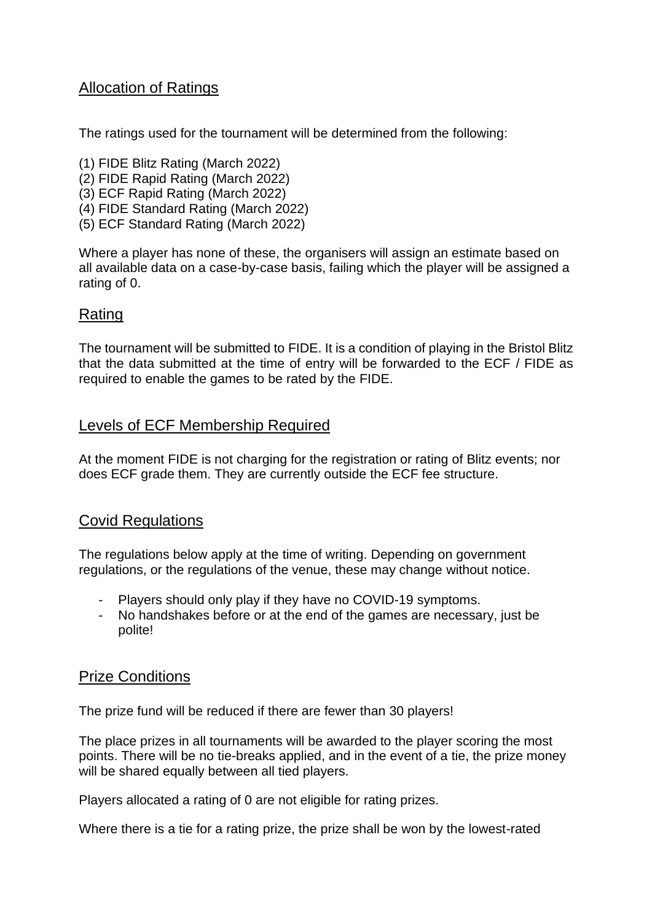## Allocation of Ratings

The ratings used for the tournament will be determined from the following:

(1) FIDE Blitz Rating (March 2022)
(2) FIDE Rapid Rating (March 2022)
(3) ECF Rapid Rating (March 2022)
(4) FIDE Standard Rating (March 2022)
(5) ECF Standard Rating (March 2022)

Where a player has none of these, the organisers will assign an estimate based on all available data on a case-by-case basis, failing which the player will be assigned a rating of 0.

## Rating

The tournament will be submitted to FIDE. It is a condition of playing in the Bristol Blitz that the data submitted at the time of entry will be forwarded to the ECF / FIDE as required to enable the games to be rated by the FIDE.

## Levels of ECF Membership Required

At the moment FIDE is not charging for the registration or rating of Blitz events; nor does ECF grade them. They are currently outside the ECF fee structure.

## Covid Regulations

The regulations below apply at the time of writing. Depending on government regulations, or the regulations of the venue, these may change without notice.

- Players should only play if they have no COVID-19 symptoms.
- No handshakes before or at the end of the games are necessary, just be polite!

## Prize Conditions

The prize fund will be reduced if there are fewer than 30 players!

The place prizes in all tournaments will be awarded to the player scoring the most points. There will be no tie-breaks applied, and in the event of a tie, the prize money will be shared equally between all tied players.

Players allocated a rating of 0 are not eligible for rating prizes.

Where there is a tie for a rating prize, the prize shall be won by the lowest-rated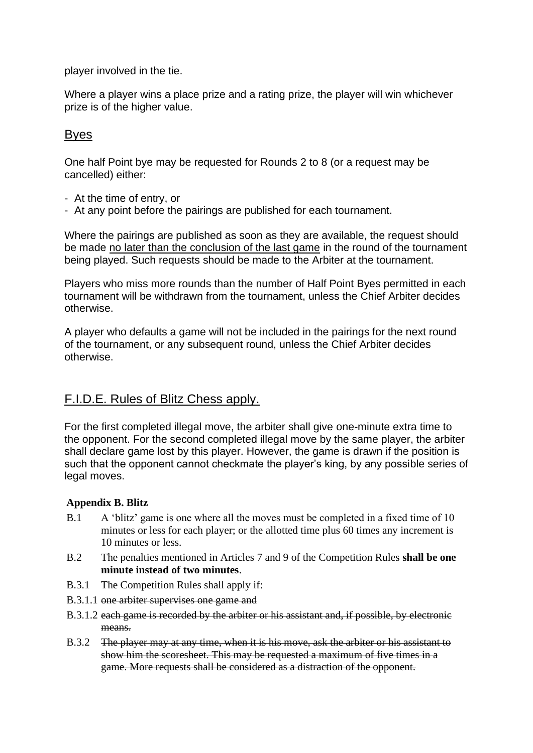player involved in the tie.

Where a player wins a place prize and a rating prize, the player will win whichever prize is of the higher value.

## Byes

One half Point bye may be requested for Rounds 2 to 8 (or a request may be cancelled) either:

- At the time of entry, or
- At any point before the pairings are published for each tournament.

Where the pairings are published as soon as they are available, the request should be made <u>no later than the conclusion of the last game</u> in the round of the tournament being played. Such requests should be made to the Arbiter at the tournament.

Players who miss more rounds than the number of Half Point Byes permitted in each tournament will be withdrawn from the tournament, unless the Chief Arbiter decides otherwise.

A player who defaults a game will not be included in the pairings for the next round of the tournament, or any subsequent round, unless the Chief Arbiter decides otherwise.

## F.I.D.E. Rules of Blitz Chess apply.

For the first completed illegal move, the arbiter shall give one-minute extra time to the opponent. For the second completed illegal move by the same player, the arbiter shall declare game lost by this player. However, the game is drawn if the position is such that the opponent cannot checkmate the player's king, by any possible series of legal moves.

**Appendix B. Blitz**

B.1 A 'blitz' game is one where all the moves must be completed in a fixed time of 10 minutes or less for each player; or the allotted time plus 60 times any increment is 10 minutes or less.

B.2 The penalties mentioned in Articles 7 and 9 of the Competition Rules **shall be one minute instead of two minutes**.

B.3.1 The Competition Rules shall apply if:

B.3.1.1 ~~one arbiter supervises one game and~~

B.3.1.2 ~~each game is recorded by the arbiter or his assistant and, if possible, by electronic means.~~

B.3.2 ~~The player may at any time, when it is his move, ask the arbiter or his assistant to show him the scoresheet. This may be requested a maximum of five times in a game. More requests shall be considered as a distraction of the opponent.~~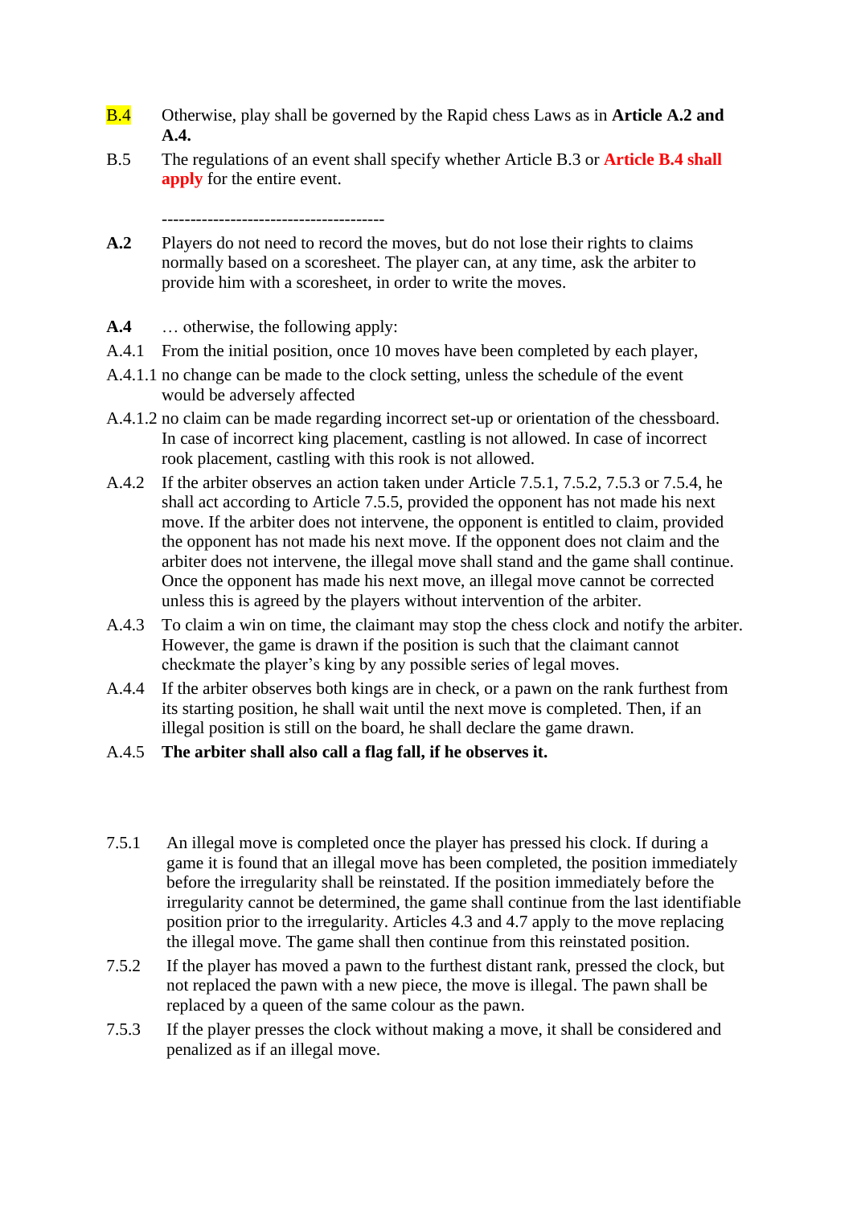B.4 Otherwise, play shall be governed by the Rapid chess Laws as in **Article A.2 and A.4.**

B.5 The regulations of an event shall specify whether Article B.3 or **Article B.4 shall apply** for the entire event.

--------------------------------------

**A.2** Players do not need to record the moves, but do not lose their rights to claims normally based on a scoresheet. The player can, at any time, ask the arbiter to provide him with a scoresheet, in order to write the moves.

**A.4** … otherwise, the following apply:

A.4.1 From the initial position, once 10 moves have been completed by each player,

A.4.1.1 no change can be made to the clock setting, unless the schedule of the event would be adversely affected

A.4.1.2 no claim can be made regarding incorrect set-up or orientation of the chessboard. In case of incorrect king placement, castling is not allowed. In case of incorrect rook placement, castling with this rook is not allowed.

A.4.2 If the arbiter observes an action taken under Article 7.5.1, 7.5.2, 7.5.3 or 7.5.4, he shall act according to Article 7.5.5, provided the opponent has not made his next move. If the arbiter does not intervene, the opponent is entitled to claim, provided the opponent has not made his next move. If the opponent does not claim and the arbiter does not intervene, the illegal move shall stand and the game shall continue. Once the opponent has made his next move, an illegal move cannot be corrected unless this is agreed by the players without intervention of the arbiter.

A.4.3 To claim a win on time, the claimant may stop the chess clock and notify the arbiter. However, the game is drawn if the position is such that the claimant cannot checkmate the player's king by any possible series of legal moves.

A.4.4 If the arbiter observes both kings are in check, or a pawn on the rank furthest from its starting position, he shall wait until the next move is completed. Then, if an illegal position is still on the board, he shall declare the game drawn.

A.4.5 **The arbiter shall also call a flag fall, if he observes it.**

7.5.1 An illegal move is completed once the player has pressed his clock. If during a game it is found that an illegal move has been completed, the position immediately before the irregularity shall be reinstated. If the position immediately before the irregularity cannot be determined, the game shall continue from the last identifiable position prior to the irregularity. Articles 4.3 and 4.7 apply to the move replacing the illegal move. The game shall then continue from this reinstated position.

7.5.2 If the player has moved a pawn to the furthest distant rank, pressed the clock, but not replaced the pawn with a new piece, the move is illegal. The pawn shall be replaced by a queen of the same colour as the pawn.

7.5.3 If the player presses the clock without making a move, it shall be considered and penalized as if an illegal move.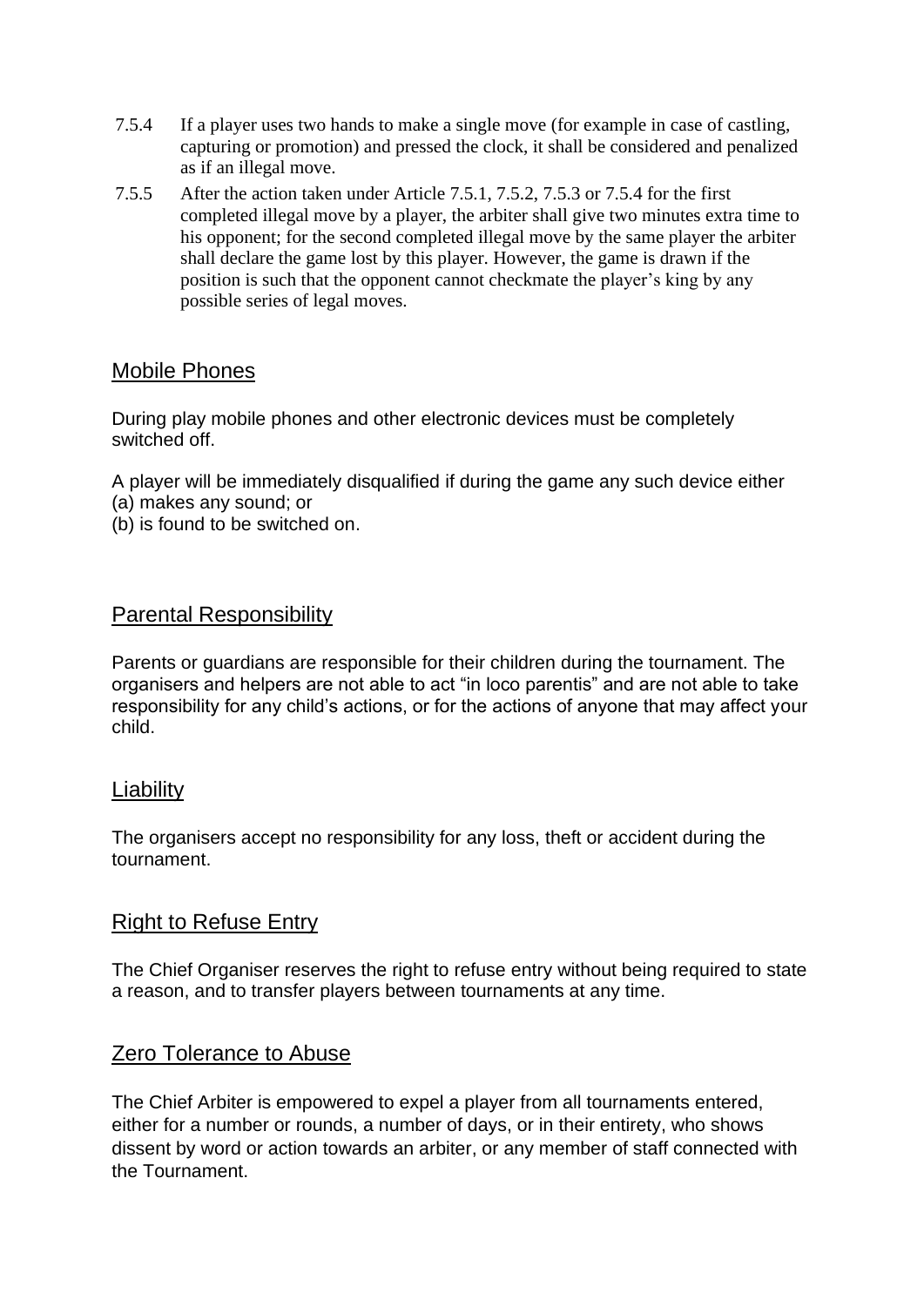7.5.4 If a player uses two hands to make a single move (for example in case of castling, capturing or promotion) and pressed the clock, it shall be considered and penalized as if an illegal move.

7.5.5 After the action taken under Article 7.5.1, 7.5.2, 7.5.3 or 7.5.4 for the first completed illegal move by a player, the arbiter shall give two minutes extra time to his opponent; for the second completed illegal move by the same player the arbiter shall declare the game lost by this player. However, the game is drawn if the position is such that the opponent cannot checkmate the player's king by any possible series of legal moves.

## Mobile Phones

During play mobile phones and other electronic devices must be completely switched off.

A player will be immediately disqualified if during the game any such device either
(a) makes any sound; or
(b) is found to be switched on.

## Parental Responsibility

Parents or guardians are responsible for their children during the tournament. The organisers and helpers are not able to act "in loco parentis" and are not able to take responsibility for any child's actions, or for the actions of anyone that may affect your child.

## Liability

The organisers accept no responsibility for any loss, theft or accident during the tournament.

## Right to Refuse Entry

The Chief Organiser reserves the right to refuse entry without being required to state a reason, and to transfer players between tournaments at any time.

## Zero Tolerance to Abuse

The Chief Arbiter is empowered to expel a player from all tournaments entered, either for a number or rounds, a number of days, or in their entirety, who shows dissent by word or action towards an arbiter, or any member of staff connected with the Tournament.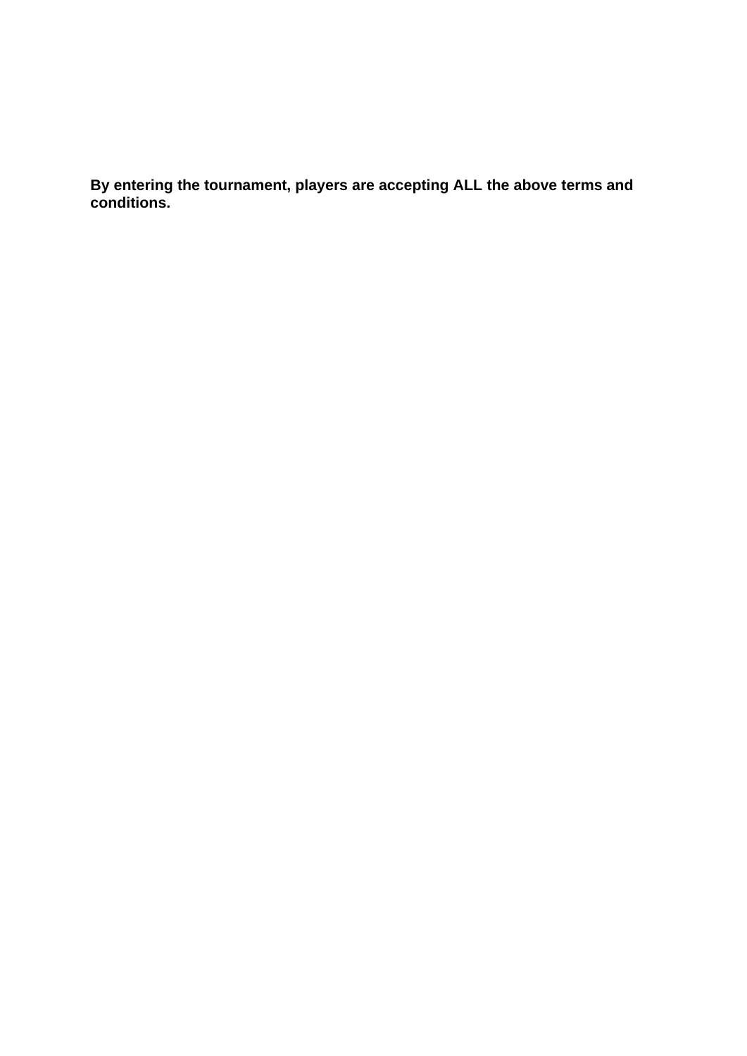**By entering the tournament, players are accepting ALL the above terms and conditions.**